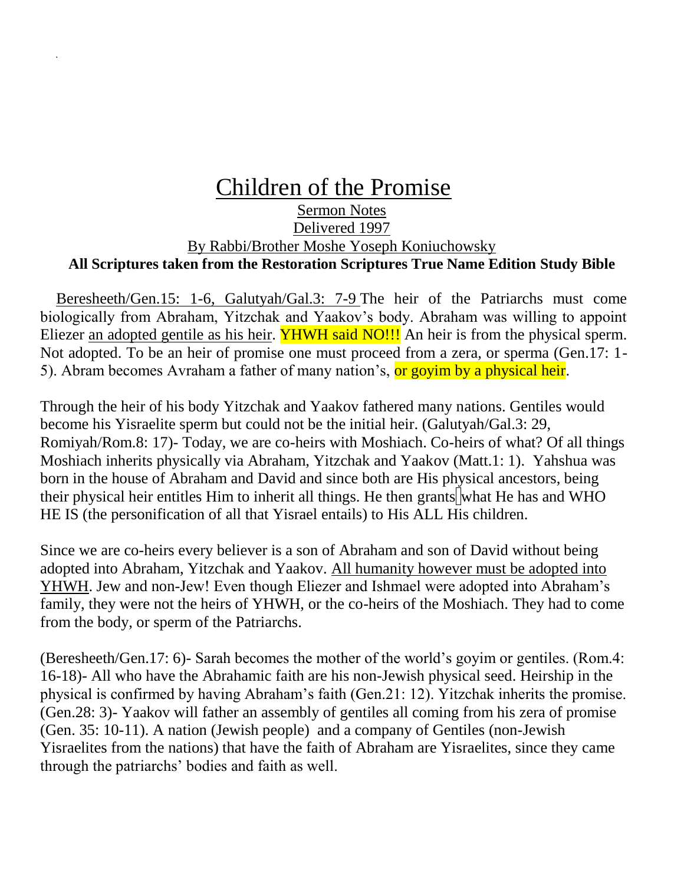# Children of the Promise

Sermon Notes

Delivered 1997

By Rabbi/Brother Moshe Yoseph Koniuchowsky

**All Scriptures taken from the Restoration Scriptures True Name Edition Study Bible**

Beresheeth/Gen.15: 1-6, Galutyah/Gal.3: 7-9 The heir of the Patriarchs must come biologically from Abraham, Yitzchak and Yaakov's body. Abraham was willing to appoint Eliezer an adopted gentile as his heir. YHWH said NO!!! An heir is from the physical sperm. Not adopted. To be an heir of promise one must proceed from a zera, or sperma (Gen.17: 1-5). Abram becomes Avraham a father of many nation's, or goyim by a physical heir.

Through the heir of his body Yitzchak and Yaakov fathered many nations. Gentiles would become his Yisraelite sperm but could not be the initial heir. (Galutyah/Gal.3: 29, Romiyah/Rom.8: 17)- Today, we are co-heirs with Moshiach. Co-heirs of what? Of all things Moshiach inherits physically via Abraham, Yitzchak and Yaakov (Matt.1: 1). Yahshua was born in the house of Abraham and David and since both are His physical ancestors, being their physical heir entitles Him to inherit all things. He then grants what He has and WHO HE IS (the personification of all that Yisrael entails) to His ALL His children.

Since we are co-heirs every believer is a son of Abraham and son of David without being adopted into Abraham, Yitzchak and Yaakov. All humanity however must be adopted into YHWH. Jew and non-Jew! Even though Eliezer and Ishmael were adopted into Abraham's family, they were not the heirs of YHWH, or the co-heirs of the Moshiach. They had to come from the body, or sperm of the Patriarchs.

(Beresheeth/Gen.17: 6)- Sarah becomes the mother of the world's goyim or gentiles. (Rom.4: 16-18)- All who have the Abrahamic faith are his non-Jewish physical seed. Heirship in the physical is confirmed by having Abraham's faith (Gen.21: 12). Yitzchak inherits the promise. (Gen.28: 3)- Yaakov will father an assembly of gentiles all coming from his zera of promise (Gen. 35: 10-11). A nation (Jewish people) and a company of Gentiles (non-Jewish Yisraelites from the nations) that have the faith of Abraham are Yisraelites, since they came through the patriarchs' bodies and faith as well.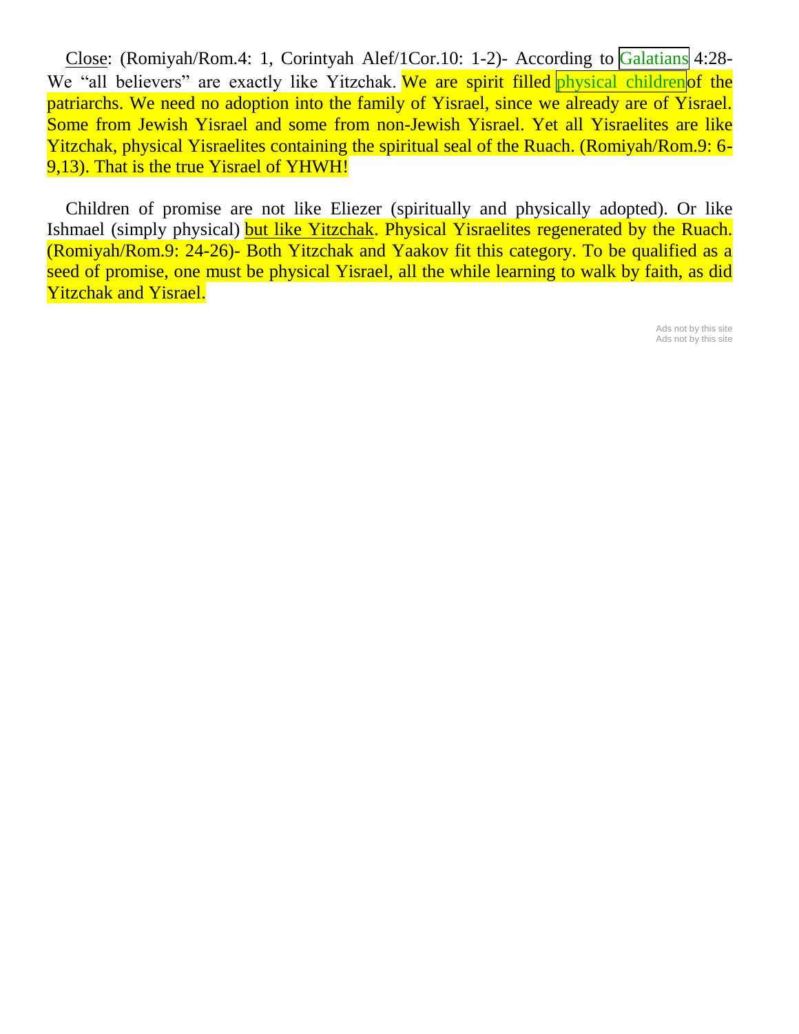Close: (Romiyah/Rom.4: 1, Corintyah Alef/1Cor.10: 1-2)- According to Galatians 4:28- We "all believers" are exactly like Yitzchak. We are spirit filled physical children of the patriarchs. We need no adoption into the family of Yisrael, since we already are of Yisrael. Some from Jewish Yisrael and some from non-Jewish Yisrael. Yet all Yisraelites are like Yitzchak, physical Yisraelites containing the spiritual seal of the Ruach. (Romiyah/Rom.9: 6-9,13). That is the true Yisrael of YHWH!

Children of promise are not like Eliezer (spiritually and physically adopted). Or like Ishmael (simply physical) but like Yitzchak. Physical Yisraelites regenerated by the Ruach. (Romiyah/Rom.9: 24-26)- Both Yitzchak and Yaakov fit this category. To be qualified as a seed of promise, one must be physical Yisrael, all the while learning to walk by faith, as did Yitzchak and Yisrael.